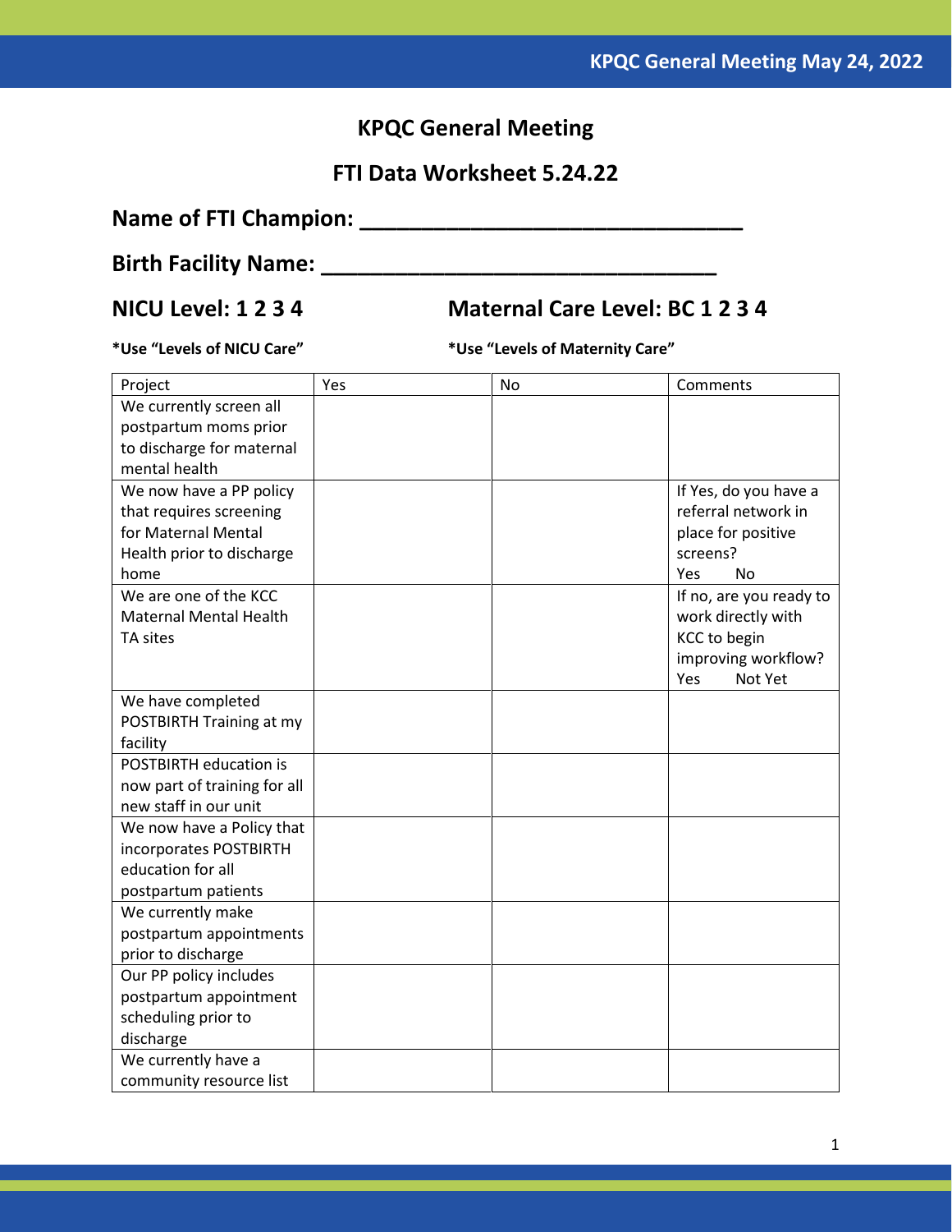# KPQC General Meeting

## FTI Data Worksheet 5.24.22

**Name of FTI Champion: ______________________________**

**Birth Facility Name: _______________________________**

**NICU Level: 1 2 3 4**

**Maternal Care Level: BC 1 2 3 4**

***Use "Levels of NICU Care"**

***Use "Levels of Maternity Care"**

| Project | Yes | No | Comments |
| --- | --- | --- | --- |
| We currently screen all postpartum moms prior to discharge for maternal mental health | | | |
| We now have a PP policy that requires screening for Maternal Mental Health prior to discharge home | | | If Yes, do you have a referral network in place for positive screens? Yes No |
| We are one of the KCC Maternal Mental Health TA sites | | | If no, are you ready to work directly with KCC to begin improving workflow? Yes Not Yet |
| We have completed POSTBIRTH Training at my facility | | | |
| POSTBIRTH education is now part of training for all new staff in our unit | | | |
| We now have a Policy that incorporates POSTBIRTH education for all postpartum patients | | | |
| We currently make postpartum appointments prior to discharge | | | |
| Our PP policy includes postpartum appointment scheduling prior to discharge | | | |
| We currently have a community resource list | | | |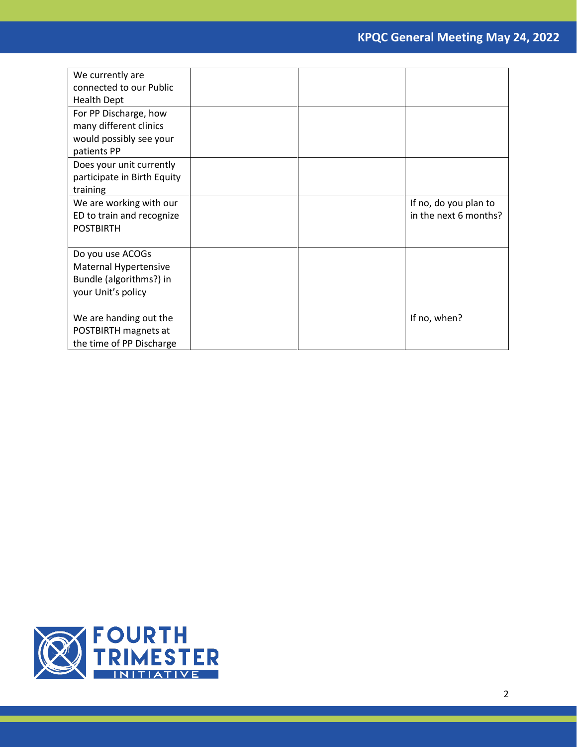| | | | |
|---|---|---|---|
| We currently are connected to our Public Health Dept | | | |
| For PP Discharge, how many different clinics would possibly see your patients PP | | | |
| Does your unit currently participate in Birth Equity training | | | |
| We are working with our ED to train and recognize POSTBIRTH | | | If no, do you plan to in the next 6 months? |
| Do you use ACOGs Maternal Hypertensive Bundle (algorithms?) in your Unit's policy | | | |
| We are handing out the POSTBIRTH magnets at the time of PP Discharge | | | If no, when? |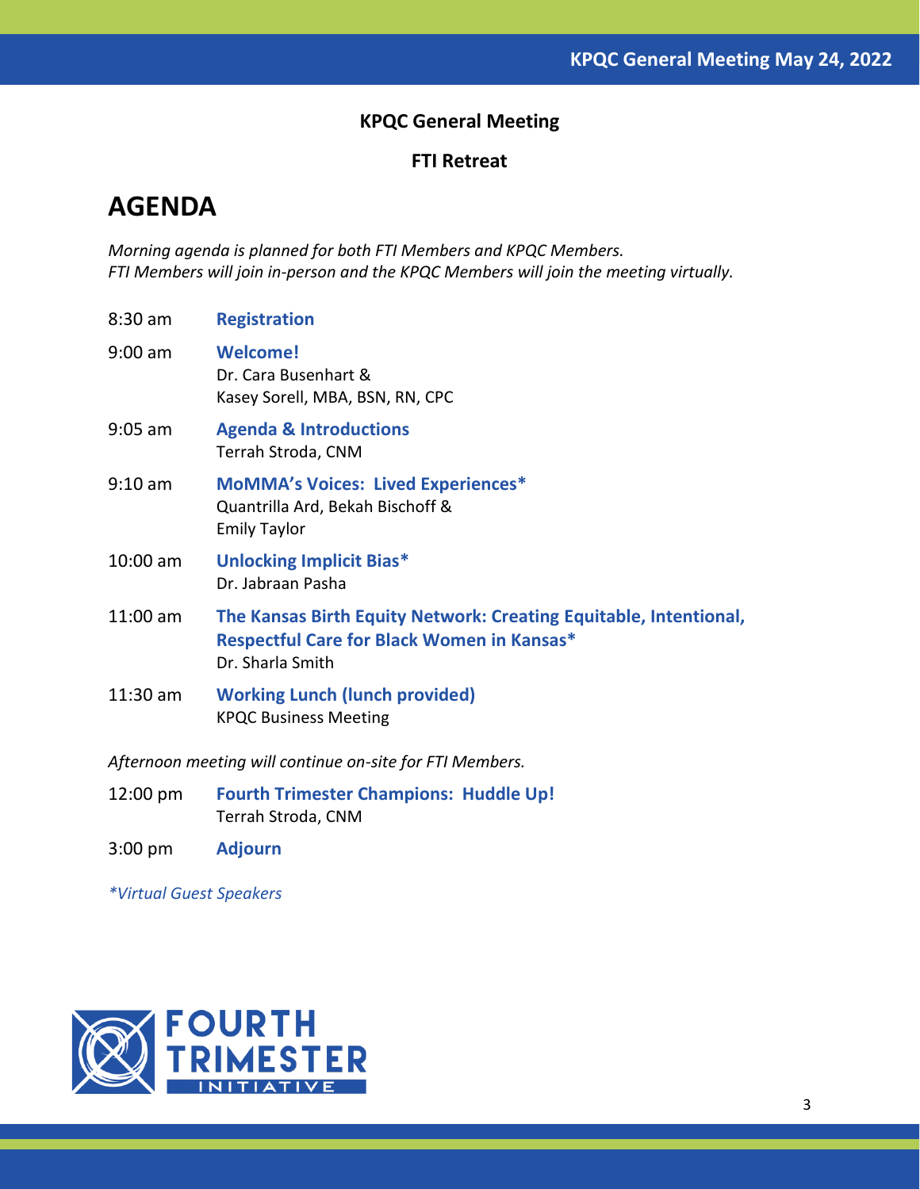**KPQC General Meeting**

**FTI Retreat**

# AGENDA

*Morning agenda is planned for both FTI Members and KPQC Members.*
*FTI Members will join in-person and the KPQC Members will join the meeting virtually.*

| | |
|---|---|
| 8:30 am | **Registration** |
| 9:00 am | **Welcome!**<br>Dr. Cara Busenhart &<br>Kasey Sorell, MBA, BSN, RN, CPC |
| 9:05 am | **Agenda & Introductions**<br>Terrah Stroda, CNM |
| 9:10 am | **MoMMA's Voices: Lived Experiences***<br>Quantrilla Ard, Bekah Bischoff &<br>Emily Taylor |
| 10:00 am | **Unlocking Implicit Bias***<br>Dr. Jabraan Pasha |
| 11:00 am | **The Kansas Birth Equity Network: Creating Equitable, Intentional, Respectful Care for Black Women in Kansas***<br>Dr. Sharla Smith |
| 11:30 am | **Working Lunch (lunch provided)**<br>KPQC Business Meeting |

*Afternoon meeting will continue on-site for FTI Members.*

| | |
|---|---|
| 12:00 pm | **Fourth Trimester Champions: Huddle Up!**<br>Terrah Stroda, CNM |
| 3:00 pm | **Adjourn** |

**Virtual Guest Speakers*

FOURTH TRIMESTER INITIATIVE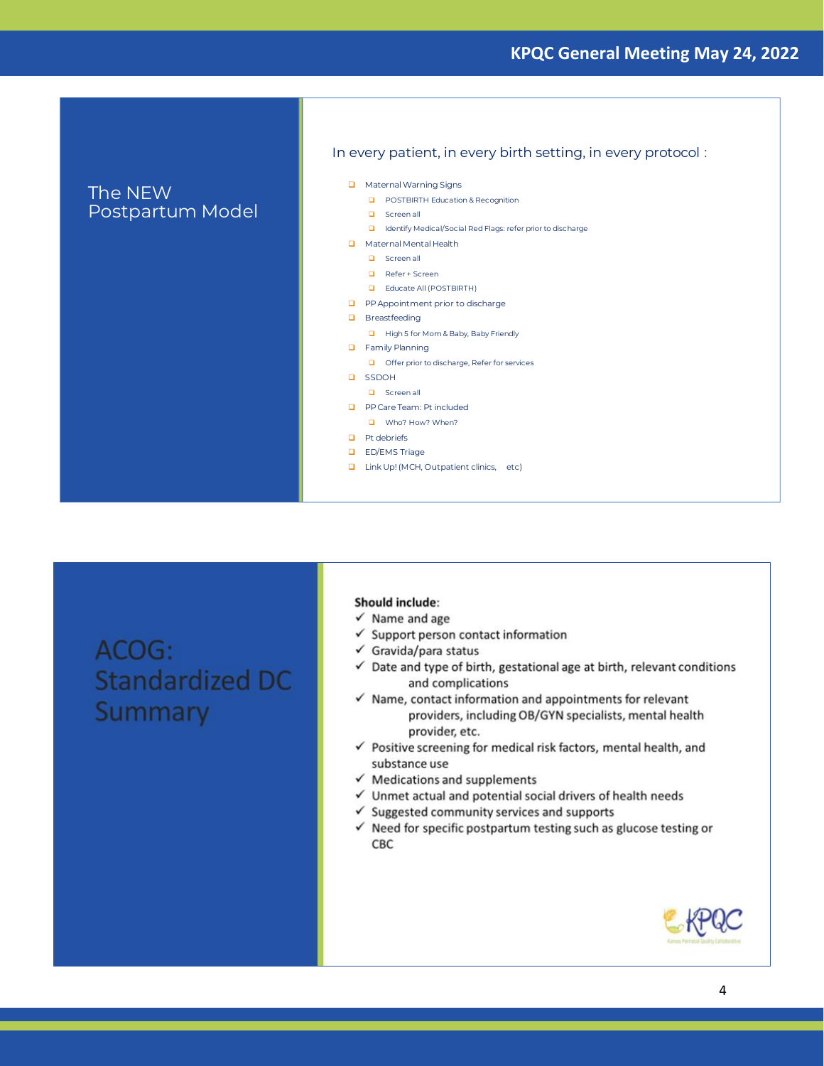## The NEW Postpartum Model

In every patient, in every birth setting, in every protocol :

- Maternal Warning Signs
  - POSTBIRTH Education & Recognition
  - Screen all
  - Identify Medical/Social Red Flags: refer prior to discharge
- Maternal Mental Health
  - Screen all
  - Refer + Screen
  - Educate All (POSTBIRTH)
- PP Appointment prior to discharge
- Breastfeeding
  - High 5 for Mom & Baby, Baby Friendly
- Family Planning
  - Offer prior to discharge, Refer for services
- SSDOH
  - Screen all
- PP Care Team: Pt included
  - Who? How? When?
- Pt debriefs
- ED/EMS Triage
- Link Up! (MCH, Outpatient clinics, etc)

## ACOG: Standardized DC Summary

**Should include:**

- ✓ Name and age
- ✓ Support person contact information
- ✓ Gravida/para status
- ✓ Date and type of birth, gestational age at birth, relevant conditions and complications
- ✓ Name, contact information and appointments for relevant providers, including OB/GYN specialists, mental health provider, etc.
- ✓ Positive screening for medical risk factors, mental health, and substance use
- ✓ Medications and supplements
- ✓ Unmet actual and potential social drivers of health needs
- ✓ Suggested community services and supports
- ✓ Need for specific postpartum testing such as glucose testing or CBC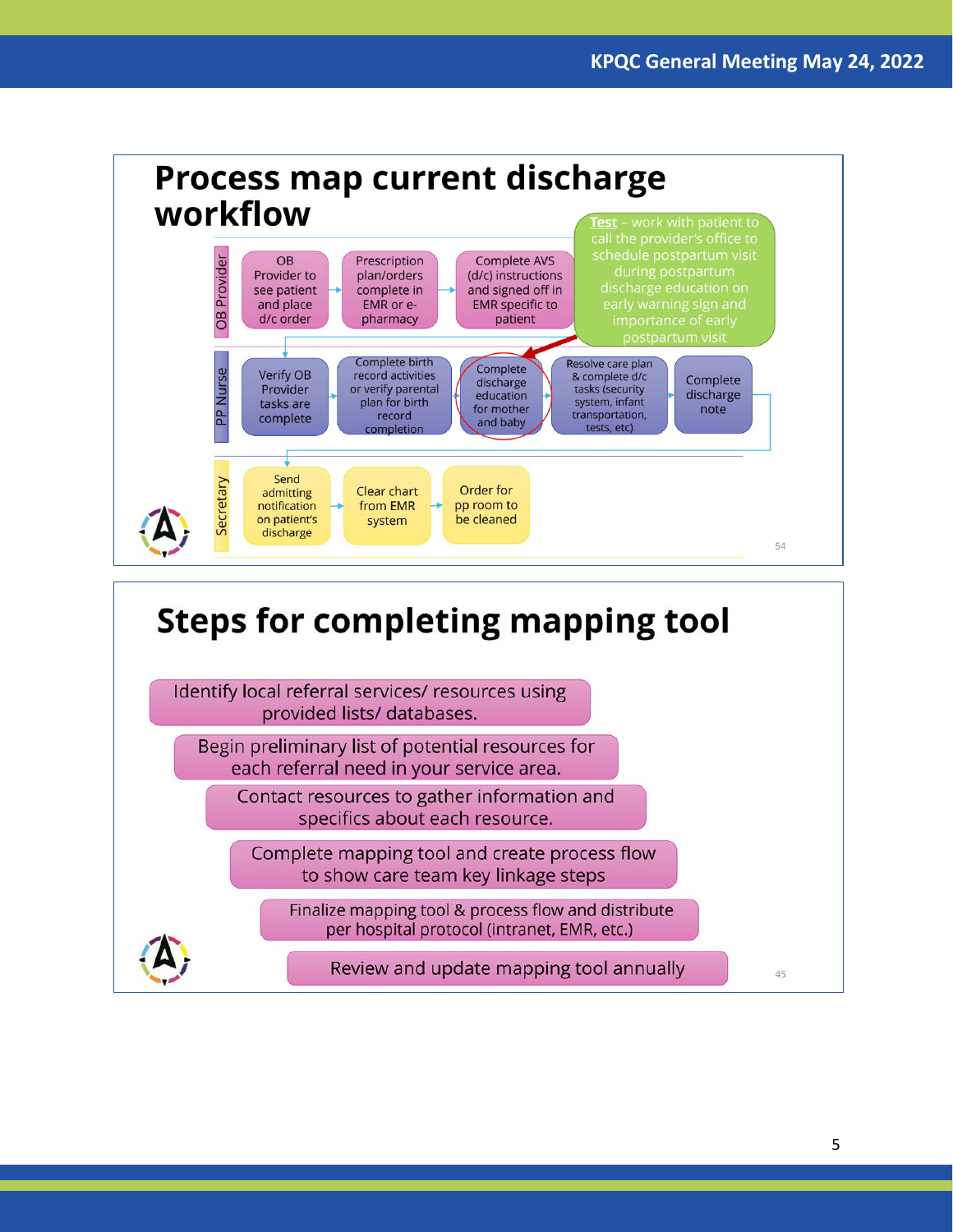## Process map current discharge workflow

**OB Provider**

- OB Provider to see patient and place d/c order → Prescription plan/orders complete in EMR or e-pharmacy → Complete AVS (d/c) instructions and signed off in EMR specific to patient

**PP Nurse**

- Verify OB Provider tasks are complete → Complete birth record activities or verify parental plan for birth record completion → Complete discharge education for mother and baby → Resolve care plan & complete d/c tasks (security system, infant transportation, tests, etc) → Complete discharge note

**Test** – work with patient to call the provider's office to schedule postpartum visit during postpartum discharge education on early warning sign and importance of early postpartum visit

**Secretary**

- Send admitting notification on patient's discharge → Clear chart from EMR system → Order for pp room to be cleaned

## Steps for completing mapping tool

1. Identify local referral services/ resources using provided lists/ databases.
2. Begin preliminary list of potential resources for each referral need in your service area.
3. Contact resources to gather information and specifics about each resource.
4. Complete mapping tool and create process flow to show care team key linkage steps
5. Finalize mapping tool & process flow and distribute per hospital protocol (intranet, EMR, etc.)
6. Review and update mapping tool annually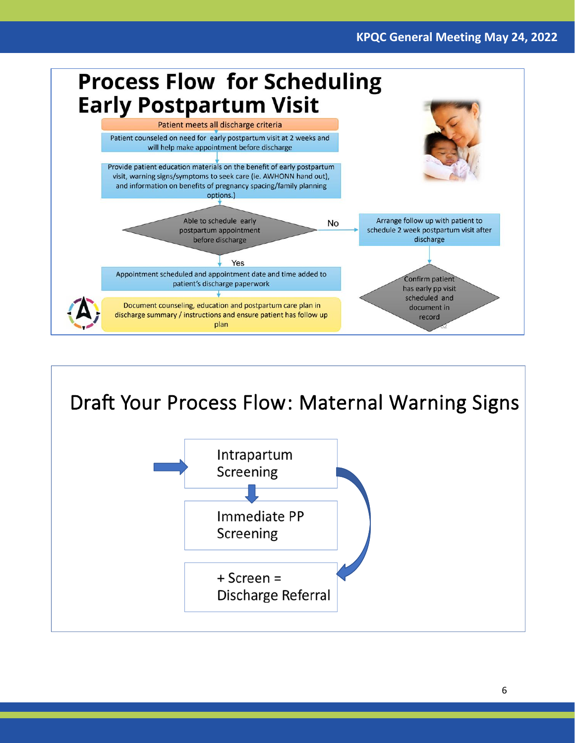# Process Flow for Scheduling Early Postpartum Visit

Patient meets all discharge criteria

Patient counseled on need for early postpartum visit at 2 weeks and will help make appointment before discharge

Provide patient education materials on the benefit of early postpartum visit, warning signs/symptoms to seek care (ie. AWHONN hand out), and information on benefits of pregnancy spacing/family planning options.)

Able to schedule early postpartum appointment before discharge

- **No** → Arrange follow up with patient to schedule 2 week postpartum visit after discharge → Confirm patient has early pp visit scheduled and document in record
- **Yes** → Appointment scheduled and appointment date and time added to patient's discharge paperwork → Document counseling, education and postpartum care plan in discharge summary / instructions and ensure patient has follow up plan

# Draft Your Process Flow: Maternal Warning Signs

Intrapartum Screening → Immediate PP Screening → + Screen = Discharge Referral

(Intrapartum Screening → + Screen = Discharge Referral)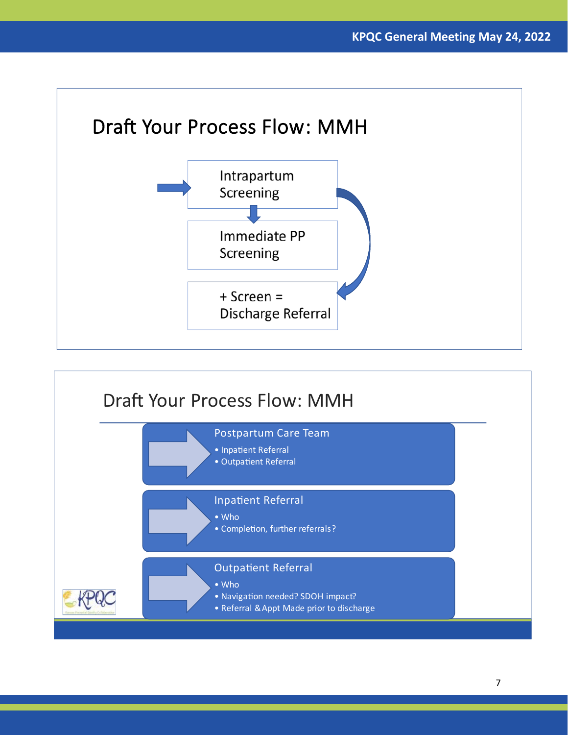## Draft Your Process Flow: MMH

Intrapartum Screening

Immediate PP Screening

+ Screen = Discharge Referral

## Draft Your Process Flow: MMH

**Postpartum Care Team**
- Inpatient Referral
- Outpatient Referral

**Inpatient Referral**
- Who
- Completion, further referrals?

**Outpatient Referral**
- Who
- Navigation needed? SDOH impact?
- Referral & Appt Made prior to discharge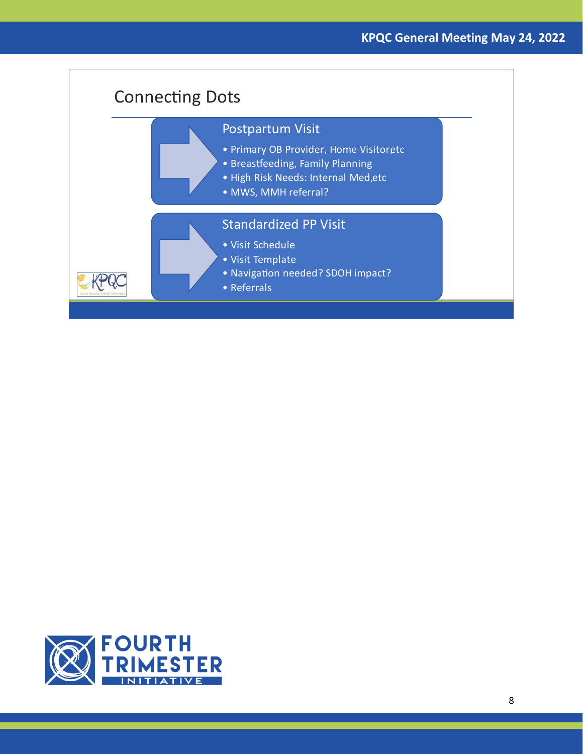# Connecting Dots

## Postpartum Visit

- Primary OB Provider, Home Visitor, etc
- Breastfeeding, Family Planning
- High Risk Needs: Internal Med, etc
- MWS, MMH referral?

## Standardized PP Visit

- Visit Schedule
- Visit Template
- Navigation needed? SDOH impact?
- Referrals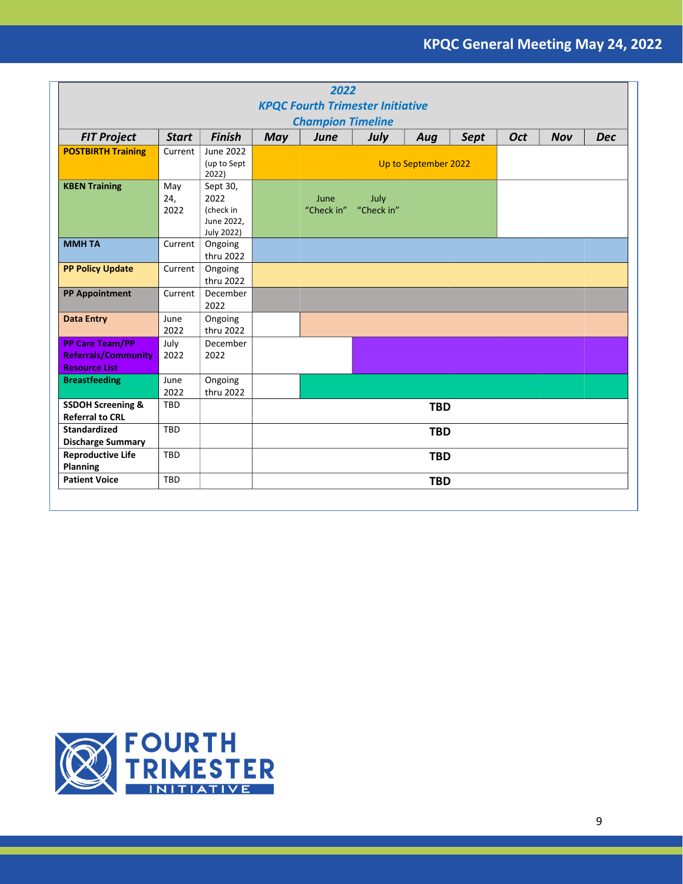| *2022 KPQC Fourth Trimester Initiative Champion Timeline* | | | | | | | | | | | |
|---|---|---|---|---|---|---|---|---|---|---|---|
| ***FIT Project*** | ***Start*** | ***Finish*** | ***May*** | ***June*** | ***July*** | ***Aug*** | ***Sept*** | ***Oct*** | ***Nov*** | ***Dec*** |
| **POSTBIRTH Training** | Current | June 2022 (up to Sept 2022) | | Up to September 2022 | | | | | | |
| **KBEN Training** | May 24, 2022 | Sept 30, 2022 (check in June 2022, July 2022) | | June "Check in" | July "Check in" | | | | | |
| **MMH TA** | Current | Ongoing thru 2022 | | | | | | | | |
| **PP Policy Update** | Current | Ongoing thru 2022 | | | | | | | | |
| **PP Appointment** | Current | December 2022 | | | | | | | | |
| **Data Entry** | June 2022 | Ongoing thru 2022 | | | | | | | | |
| **PP Care Team/PP Referrals/Community Resource List** | July 2022 | December 2022 | | | | | | | | |
| **Breastfeeding** | June 2022 | Ongoing thru 2022 | | | | | | | | |
| **SSDOH Screening & Referral to CRL** | TBD | | **TBD** | | | | | | | |
| **Standardized Discharge Summary** | TBD | | **TBD** | | | | | | | |
| **Reproductive Life Planning** | TBD | | **TBD** | | | | | | | |
| **Patient Voice** | TBD | | **TBD** | | | | | | | |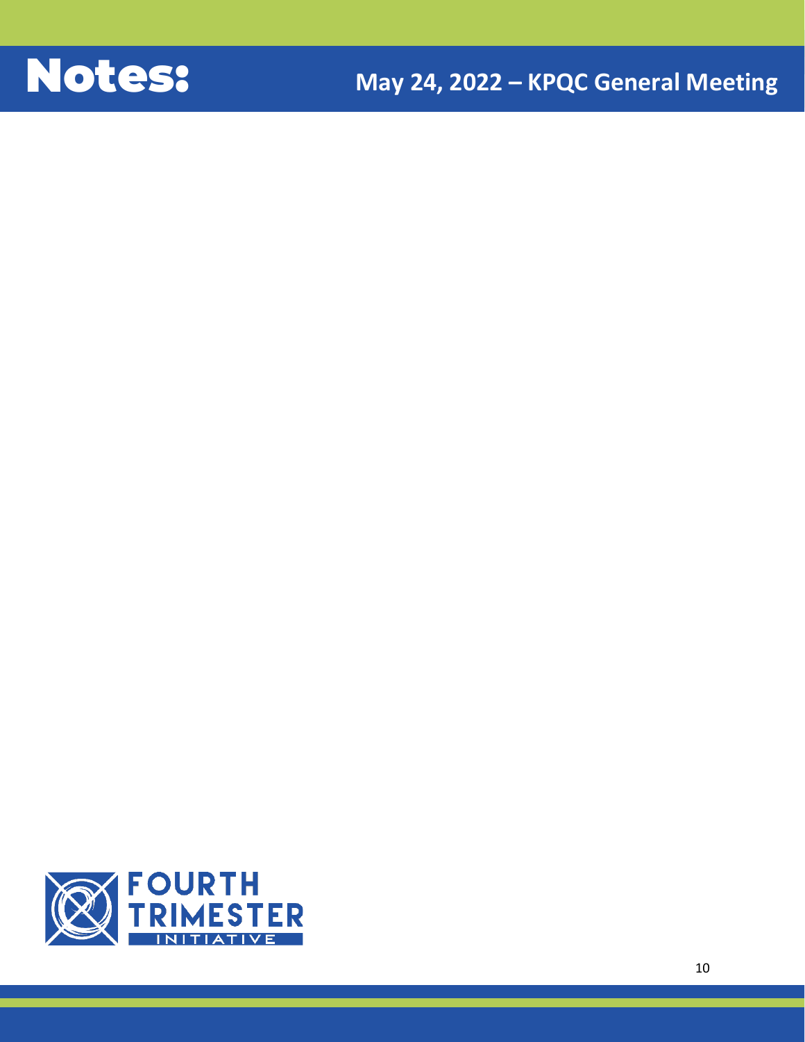# Notes:

**May 24, 2022 – KPQC General Meeting**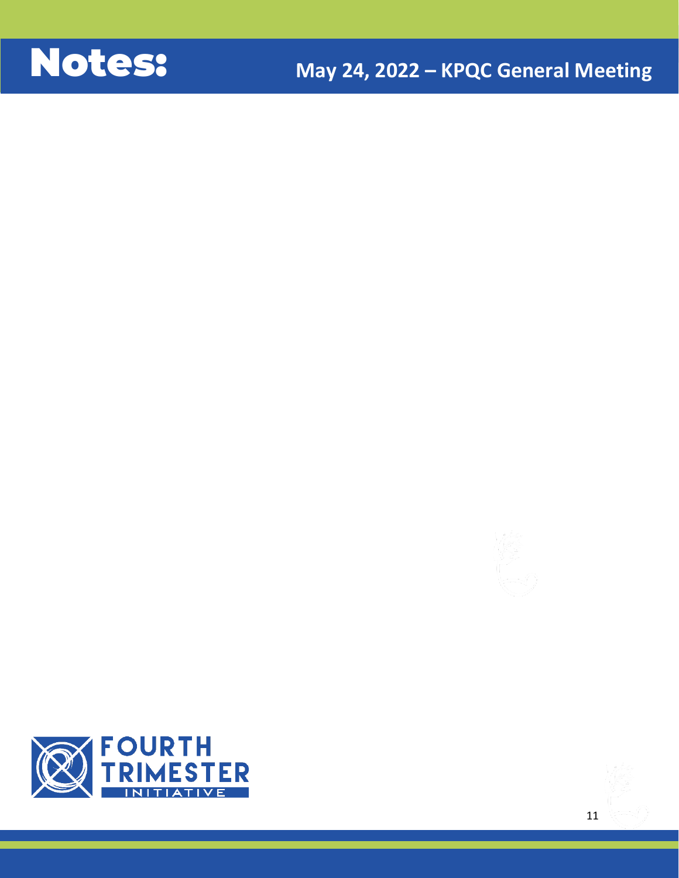# Notes:

**May 24, 2022 – KPQC General Meeting**

FOURTH TRIMESTER INITIATIVE